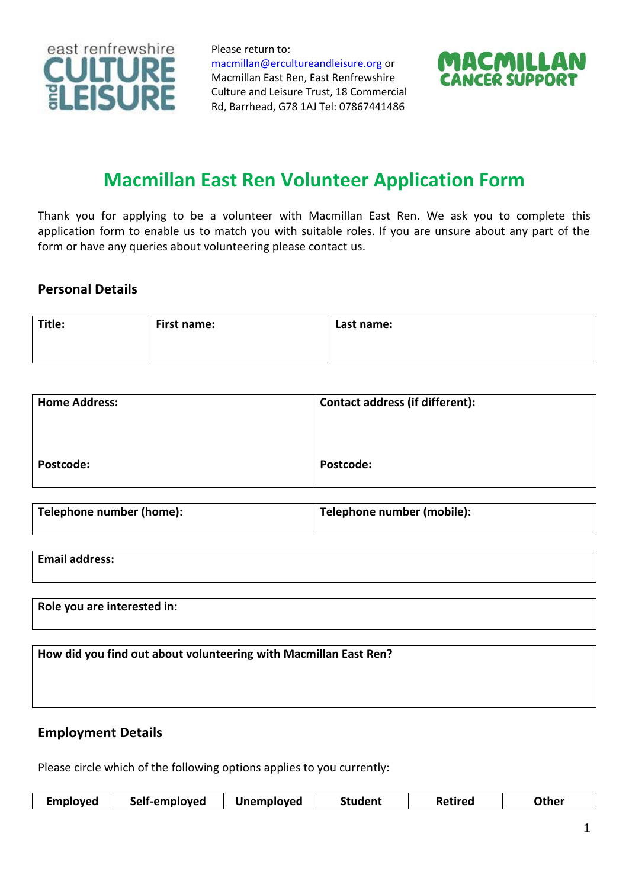Please return to:
macmillan@ercultureandleisure.org or Macmillan East Ren, East Renfrewshire Culture and Leisure Trust, 18 Commercial Rd, Barrhead, G78 1AJ Tel: 07867441486

# Macmillan East Ren Volunteer Application Form

Thank you for applying to be a volunteer with Macmillan East Ren. We ask you to complete this application form to enable us to match you with suitable roles. If you are unsure about any part of the form or have any queries about volunteering please contact us.

## Personal Details

| Title: | First name: | Last name: |
|---|---|---|
| | | |

| Home Address: | Contact address (if different): |
|---|---|
| Postcode: | Postcode: |

| Telephone number (home): | Telephone number (mobile): |
|---|---|
| | |

| Email address: |
|---|
| |

| Role you are interested in: |
|---|
| |

| How did you find out about volunteering with Macmillan East Ren? |
|---|
| |

## Employment Details

Please circle which of the following options applies to you currently:

| Employed | Self-employed | Unemployed | Student | Retired | Other |
|---|---|---|---|---|---|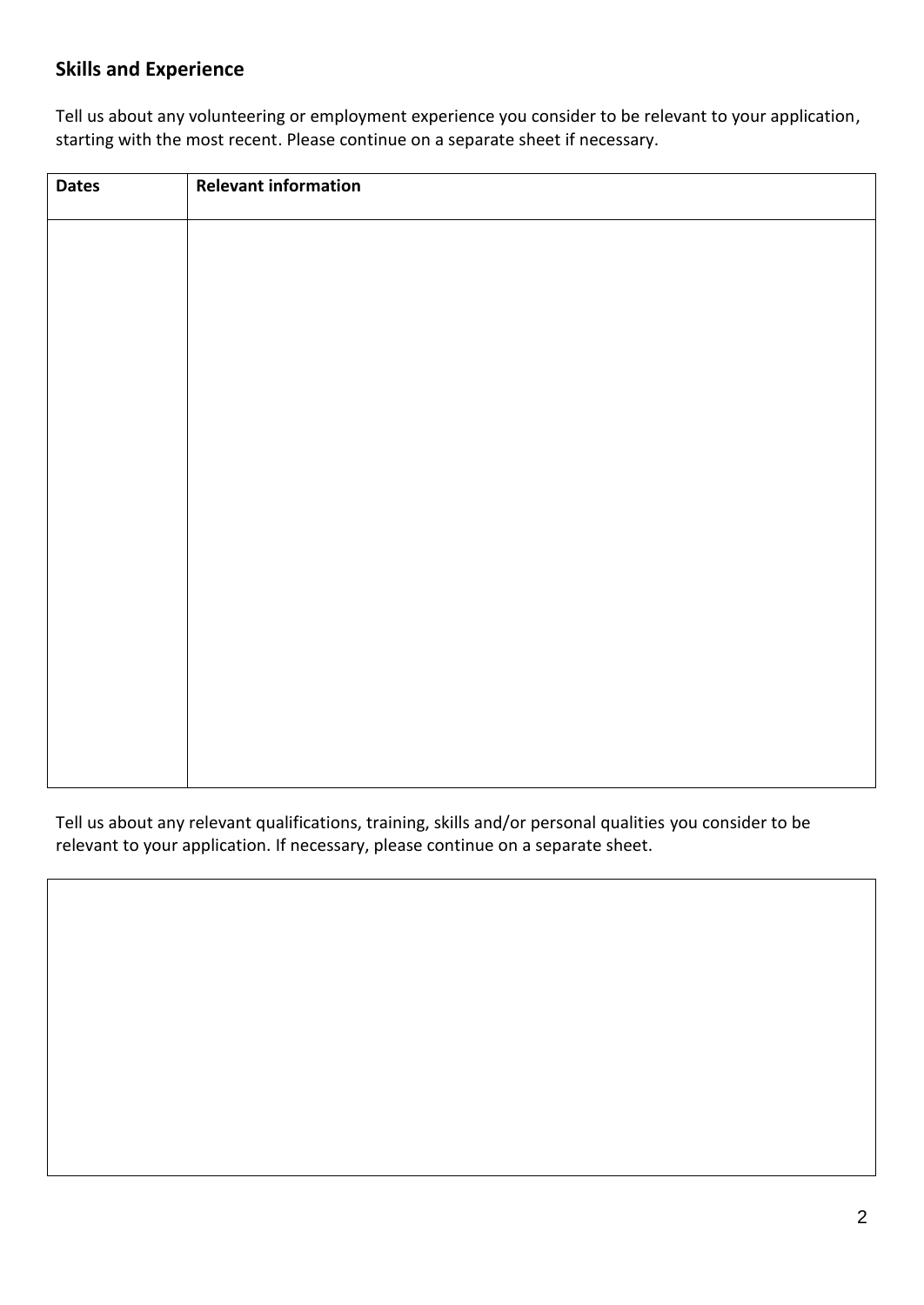## Skills and Experience

Tell us about any volunteering or employment experience you consider to be relevant to your application, starting with the most recent. Please continue on a separate sheet if necessary.

| Dates | Relevant information |
|---|---|
| | |

Tell us about any relevant qualifications, training, skills and/or personal qualities you consider to be relevant to your application. If necessary, please continue on a separate sheet.

| |
|---|
| |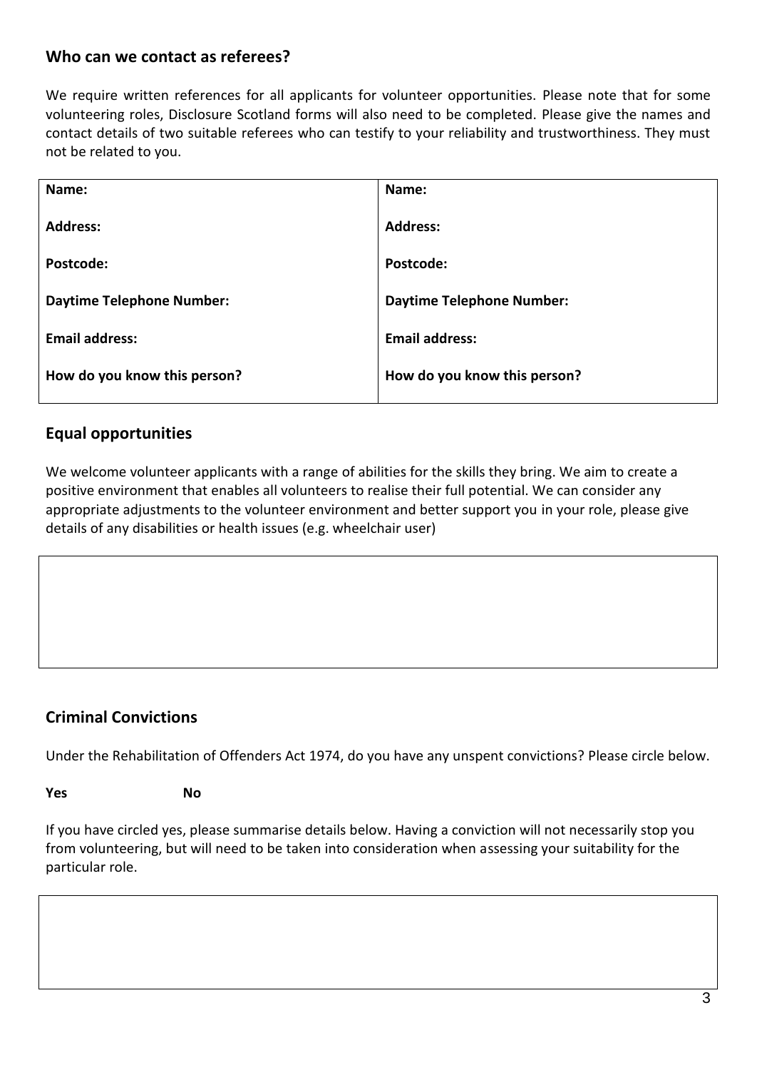## Who can we contact as referees?

We require written references for all applicants for volunteer opportunities. Please note that for some volunteering roles, Disclosure Scotland forms will also need to be completed. Please give the names and contact details of two suitable referees who can testify to your reliability and trustworthiness. They must not be related to you.

| | |
|---|---|
| **Name:** | **Name:** |
| **Address:** | **Address:** |
| **Postcode:** | **Postcode:** |
| **Daytime Telephone Number:** | **Daytime Telephone Number:** |
| **Email address:** | **Email address:** |
| **How do you know this person?** | **How do you know this person?** |

## Equal opportunities

We welcome volunteer applicants with a range of abilities for the skills they bring. We aim to create a positive environment that enables all volunteers to realise their full potential. We can consider any appropriate adjustments to the volunteer environment and better support you in your role, please give details of any disabilities or health issues (e.g. wheelchair user)

| |
|---|
| |

## Criminal Convictions

Under the Rehabilitation of Offenders Act 1974, do you have any unspent convictions? Please circle below.

**Yes** **No**

If you have circled yes, please summarise details below. Having a conviction will not necessarily stop you from volunteering, but will need to be taken into consideration when assessing your suitability for the particular role.

| |
|---|
| |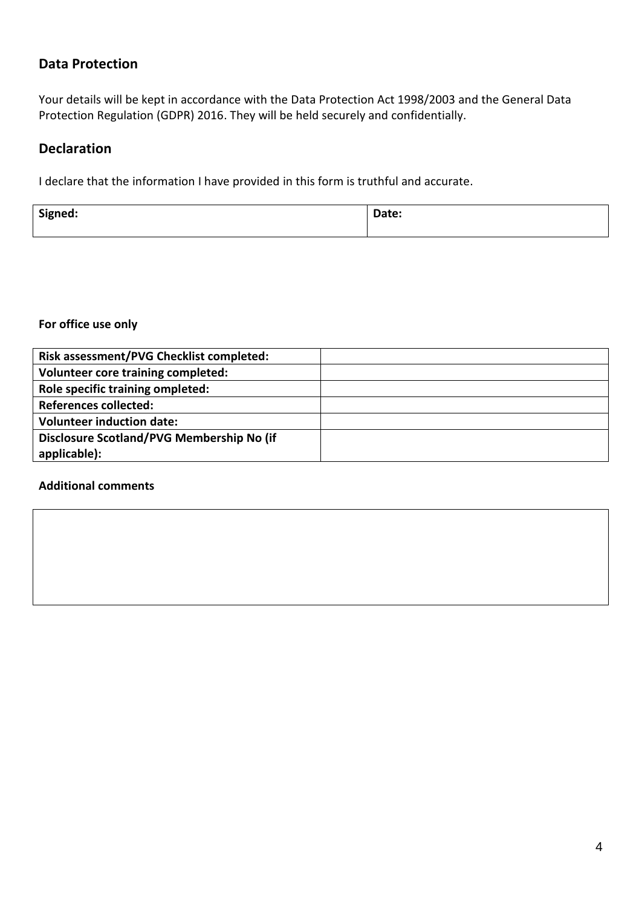## Data Protection

Your details will be kept in accordance with the Data Protection Act 1998/2003 and the General Data Protection Regulation (GDPR) 2016. They will be held securely and confidentially.

## Declaration

I declare that the information I have provided in this form is truthful and accurate.

| | |
|---|---|
| **Signed:** | **Date:** |

**For office use only**

| | |
|---|---|
| **Risk assessment/PVG Checklist completed:** | |
| **Volunteer core training completed:** | |
| **Role specific training ompleted:** | |
| **References collected:** | |
| **Volunteer induction date:** | |
| **Disclosure Scotland/PVG Membership No (if applicable):** | |

**Additional comments**

| |
|---|
| |